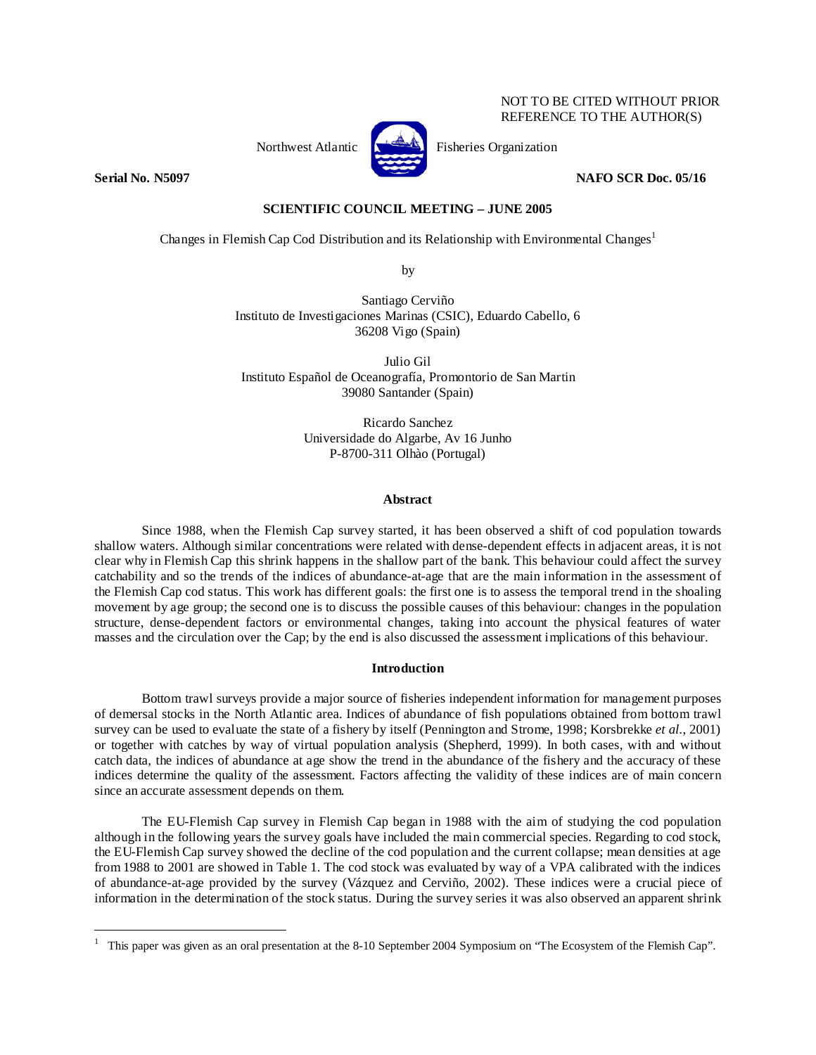NOT TO BE CITED WITHOUT PRIOR REFERENCE TO THE AUTHOR(S)

Northwest Atlantic Fisheries Organization

**Serial No. N5097** **NAFO SCR Doc. 05/16**

**SCIENTIFIC COUNCIL MEETING – JUNE 2005**

# Changes in Flemish Cap Cod Distribution and its Relationship with Environmental Changes[1]

by

Santiago Cerviño
Instituto de Investigaciones Marinas (CSIC), Eduardo Cabello, 6
36208 Vigo (Spain)

Julio Gil
Instituto Español de Oceanografía, Promontorio de San Martin
39080 Santander (Spain)

Ricardo Sanchez
Universidade do Algarbe, Av 16 Junho
P-8700-311 Olhào (Portugal)

## Abstract

Since 1988, when the Flemish Cap survey started, it has been observed a shift of cod population towards shallow waters. Although similar concentrations were related with dense-dependent effects in adjacent areas, it is not clear why in Flemish Cap this shrink happens in the shallow part of the bank. This behaviour could affect the survey catchability and so the trends of the indices of abundance-at-age that are the main information in the assessment of the Flemish Cap cod status. This work has different goals: the first one is to assess the temporal trend in the shoaling movement by age group; the second one is to discuss the possible causes of this behaviour: changes in the population structure, dense-dependent factors or environmental changes, taking into account the physical features of water masses and the circulation over the Cap; by the end is also discussed the assessment implications of this behaviour.

## Introduction

Bottom trawl surveys provide a major source of fisheries independent information for management purposes of demersal stocks in the North Atlantic area. Indices of abundance of fish populations obtained from bottom trawl survey can be used to evaluate the state of a fishery by itself (Pennington and Strome, 1998; Korsbrekke *et al.*, 2001) or together with catches by way of virtual population analysis (Shepherd, 1999). In both cases, with and without catch data, the indices of abundance at age show the trend in the abundance of the fishery and the accuracy of these indices determine the quality of the assessment. Factors affecting the validity of these indices are of main concern since an accurate assessment depends on them.

The EU-Flemish Cap survey in Flemish Cap began in 1988 with the aim of studying the cod population although in the following years the survey goals have included the main commercial species. Regarding to cod stock, the EU-Flemish Cap survey showed the decline of the cod population and the current collapse; mean densities at age from 1988 to 2001 are showed in Table 1. The cod stock was evaluated by way of a VPA calibrated with the indices of abundance-at-age provided by the survey (Vázquez and Cerviño, 2002). These indices were a crucial piece of information in the determination of the stock status. During the survey series it was also observed an apparent shrink

---

[1] This paper was given as an oral presentation at the 8-10 September 2004 Symposium on "The Ecosystem of the Flemish Cap".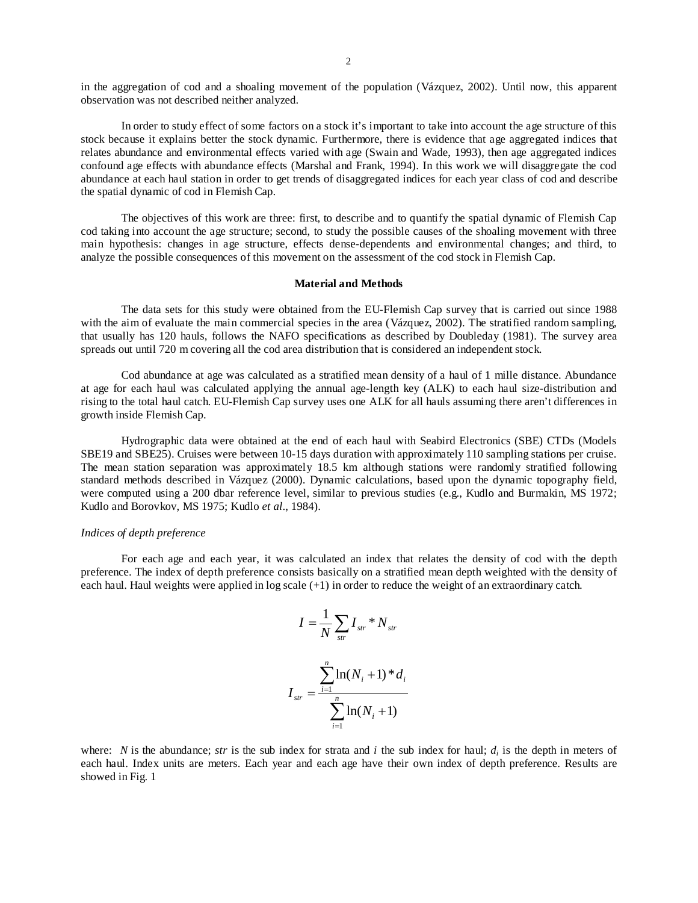in the aggregation of cod and a shoaling movement of the population (Vázquez, 2002). Until now, this apparent observation was not described neither analyzed.

In order to study effect of some factors on a stock it's important to take into account the age structure of this stock because it explains better the stock dynamic. Furthermore, there is evidence that age aggregated indices that relates abundance and environmental effects varied with age (Swain and Wade, 1993), then age aggregated indices confound age effects with abundance effects (Marshal and Frank, 1994). In this work we will disaggregate the cod abundance at each haul station in order to get trends of disaggregated indices for each year class of cod and describe the spatial dynamic of cod in Flemish Cap.

The objectives of this work are three: first, to describe and to quantify the spatial dynamic of Flemish Cap cod taking into account the age structure; second, to study the possible causes of the shoaling movement with three main hypothesis: changes in age structure, effects dense-dependents and environmental changes; and third, to analyze the possible consequences of this movement on the assessment of the cod stock in Flemish Cap.

## Material and Methods

The data sets for this study were obtained from the EU-Flemish Cap survey that is carried out since 1988 with the aim of evaluate the main commercial species in the area (Vázquez, 2002). The stratified random sampling, that usually has 120 hauls, follows the NAFO specifications as described by Doubleday (1981). The survey area spreads out until 720 m covering all the cod area distribution that is considered an independent stock.

Cod abundance at age was calculated as a stratified mean density of a haul of 1 mille distance. Abundance at age for each haul was calculated applying the annual age-length key (ALK) to each haul size-distribution and rising to the total haul catch. EU-Flemish Cap survey uses one ALK for all hauls assuming there aren't differences in growth inside Flemish Cap.

Hydrographic data were obtained at the end of each haul with Seabird Electronics (SBE) CTDs (Models SBE19 and SBE25). Cruises were between 10-15 days duration with approximately 110 sampling stations per cruise. The mean station separation was approximately 18.5 km although stations were randomly stratified following standard methods described in Vázquez (2000). Dynamic calculations, based upon the dynamic topography field, were computed using a 200 dbar reference level, similar to previous studies (e.g., Kudlo and Burmakin, MS 1972; Kudlo and Borovkov, MS 1975; Kudlo *et al*., 1984).

### *Indices of depth preference*

For each age and each year, it was calculated an index that relates the density of cod with the depth preference. The index of depth preference consists basically on a stratified mean depth weighted with the density of each haul. Haul weights were applied in log scale (+1) in order to reduce the weight of an extraordinary catch.

$$I = \frac{1}{N} \sum_{str} I_{str} * N_{str}$$

$$I_{str} = \frac{\sum_{i=1}^{n} \ln(N_i + 1) * d_i}{\sum_{i=1}^{n} \ln(N_i + 1)}$$

where: $N$ is the abundance; *str* is the sub index for strata and $i$ the sub index for haul; $d_i$ is the depth in meters of each haul. Index units are meters. Each year and each age have their own index of depth preference. Results are showed in Fig. 1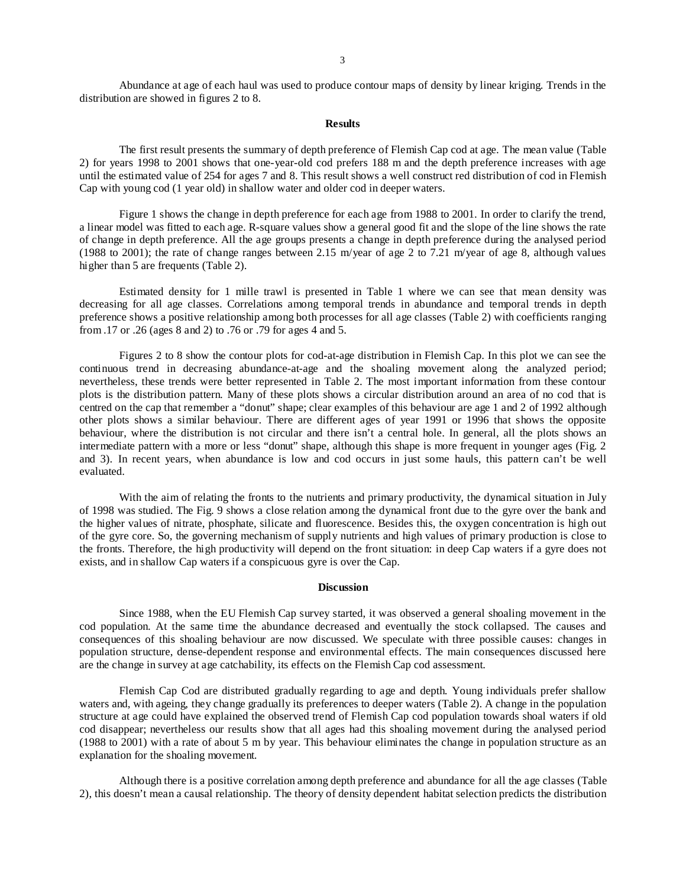Abundance at age of each haul was used to produce contour maps of density by linear kriging. Trends in the distribution are showed in figures 2 to 8.

## Results

The first result presents the summary of depth preference of Flemish Cap cod at age. The mean value (Table 2) for years 1998 to 2001 shows that one-year-old cod prefers 188 m and the depth preference increases with age until the estimated value of 254 for ages 7 and 8. This result shows a well construct red distribution of cod in Flemish Cap with young cod (1 year old) in shallow water and older cod in deeper waters.

Figure 1 shows the change in depth preference for each age from 1988 to 2001. In order to clarify the trend, a linear model was fitted to each age. R-square values show a general good fit and the slope of the line shows the rate of change in depth preference. All the age groups presents a change in depth preference during the analysed period (1988 to 2001); the rate of change ranges between 2.15 m/year of age 2 to 7.21 m/year of age 8, although values higher than 5 are frequents (Table 2).

Estimated density for 1 mille trawl is presented in Table 1 where we can see that mean density was decreasing for all age classes. Correlations among temporal trends in abundance and temporal trends in depth preference shows a positive relationship among both processes for all age classes (Table 2) with coefficients ranging from .17 or .26 (ages 8 and 2) to .76 or .79 for ages 4 and 5.

Figures 2 to 8 show the contour plots for cod-at-age distribution in Flemish Cap. In this plot we can see the continuous trend in decreasing abundance-at-age and the shoaling movement along the analyzed period; nevertheless, these trends were better represented in Table 2. The most important information from these contour plots is the distribution pattern. Many of these plots shows a circular distribution around an area of no cod that is centred on the cap that remember a "donut" shape; clear examples of this behaviour are age 1 and 2 of 1992 although other plots shows a similar behaviour. There are different ages of year 1991 or 1996 that shows the opposite behaviour, where the distribution is not circular and there isn't a central hole. In general, all the plots shows an intermediate pattern with a more or less "donut" shape, although this shape is more frequent in younger ages (Fig. 2 and 3). In recent years, when abundance is low and cod occurs in just some hauls, this pattern can't be well evaluated.

With the aim of relating the fronts to the nutrients and primary productivity, the dynamical situation in July of 1998 was studied. The Fig. 9 shows a close relation among the dynamical front due to the gyre over the bank and the higher values of nitrate, phosphate, silicate and fluorescence. Besides this, the oxygen concentration is high out of the gyre core. So, the governing mechanism of supply nutrients and high values of primary production is close to the fronts. Therefore, the high productivity will depend on the front situation: in deep Cap waters if a gyre does not exists, and in shallow Cap waters if a conspicuous gyre is over the Cap.

## Discussion

Since 1988, when the EU Flemish Cap survey started, it was observed a general shoaling movement in the cod population. At the same time the abundance decreased and eventually the stock collapsed. The causes and consequences of this shoaling behaviour are now discussed. We speculate with three possible causes: changes in population structure, dense-dependent response and environmental effects. The main consequences discussed here are the change in survey at age catchability, its effects on the Flemish Cap cod assessment.

Flemish Cap Cod are distributed gradually regarding to age and depth. Young individuals prefer shallow waters and, with ageing, they change gradually its preferences to deeper waters (Table 2). A change in the population structure at age could have explained the observed trend of Flemish Cap cod population towards shoal waters if old cod disappear; nevertheless our results show that all ages had this shoaling movement during the analysed period (1988 to 2001) with a rate of about 5 m by year. This behaviour eliminates the change in population structure as an explanation for the shoaling movement.

Although there is a positive correlation among depth preference and abundance for all the age classes (Table 2), this doesn't mean a causal relationship. The theory of density dependent habitat selection predicts the distribution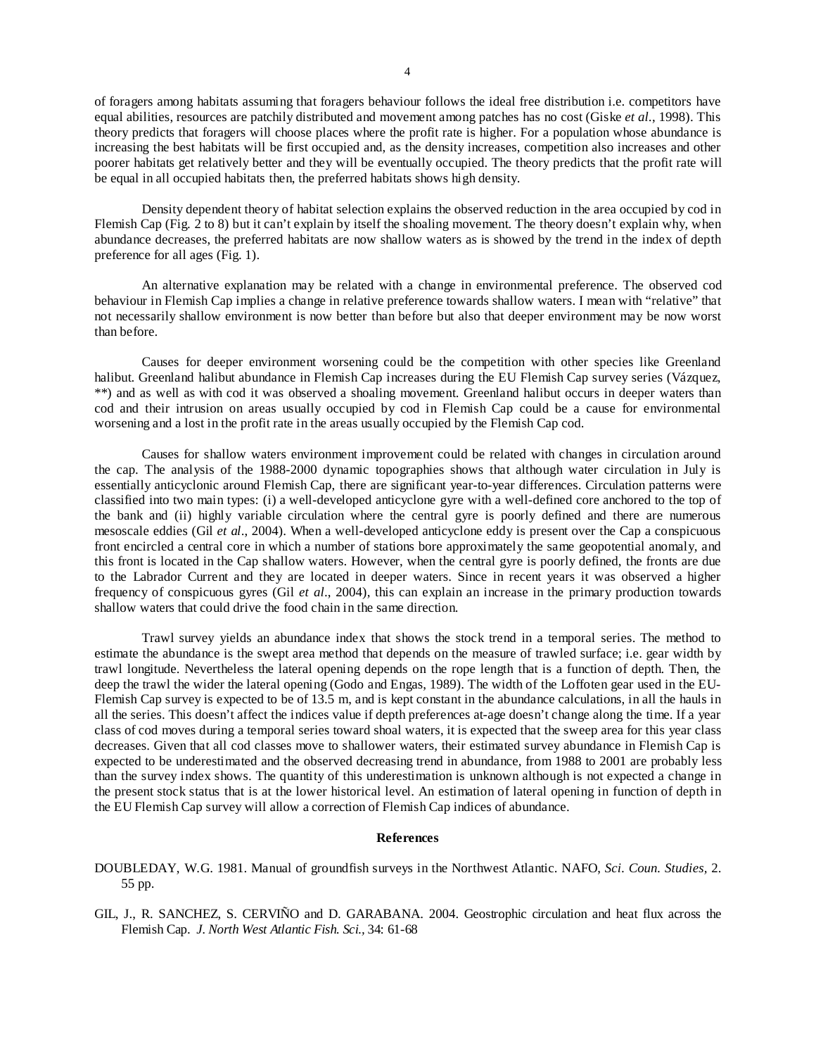of foragers among habitats assuming that foragers behaviour follows the ideal free distribution i.e. competitors have equal abilities, resources are patchily distributed and movement among patches has no cost (Giske *et al*., 1998). This theory predicts that foragers will choose places where the profit rate is higher. For a population whose abundance is increasing the best habitats will be first occupied and, as the density increases, competition also increases and other poorer habitats get relatively better and they will be eventually occupied. The theory predicts that the profit rate will be equal in all occupied habitats then, the preferred habitats shows high density.

Density dependent theory of habitat selection explains the observed reduction in the area occupied by cod in Flemish Cap (Fig. 2 to 8) but it can't explain by itself the shoaling movement. The theory doesn't explain why, when abundance decreases, the preferred habitats are now shallow waters as is showed by the trend in the index of depth preference for all ages (Fig. 1).

An alternative explanation may be related with a change in environmental preference. The observed cod behaviour in Flemish Cap implies a change in relative preference towards shallow waters. I mean with "relative" that not necessarily shallow environment is now better than before but also that deeper environment may be now worst than before.

Causes for deeper environment worsening could be the competition with other species like Greenland halibut. Greenland halibut abundance in Flemish Cap increases during the EU Flemish Cap survey series (Vázquez, **) and as well as with cod it was observed a shoaling movement. Greenland halibut occurs in deeper waters than cod and their intrusion on areas usually occupied by cod in Flemish Cap could be a cause for environmental worsening and a lost in the profit rate in the areas usually occupied by the Flemish Cap cod.

Causes for shallow waters environment improvement could be related with changes in circulation around the cap. The analysis of the 1988-2000 dynamic topographies shows that although water circulation in July is essentially anticyclonic around Flemish Cap, there are significant year-to-year differences. Circulation patterns were classified into two main types: (i) a well-developed anticyclone gyre with a well-defined core anchored to the top of the bank and (ii) highly variable circulation where the central gyre is poorly defined and there are numerous mesoscale eddies (Gil *et al*., 2004). When a well-developed anticyclone eddy is present over the Cap a conspicuous front encircled a central core in which a number of stations bore approximately the same geopotential anomaly, and this front is located in the Cap shallow waters. However, when the central gyre is poorly defined, the fronts are due to the Labrador Current and they are located in deeper waters. Since in recent years it was observed a higher frequency of conspicuous gyres (Gil *et al*., 2004), this can explain an increase in the primary production towards shallow waters that could drive the food chain in the same direction.

Trawl survey yields an abundance index that shows the stock trend in a temporal series. The method to estimate the abundance is the swept area method that depends on the measure of trawled surface; i.e. gear width by trawl longitude. Nevertheless the lateral opening depends on the rope length that is a function of depth. Then, the deep the trawl the wider the lateral opening (Godo and Engas, 1989). The width of the Loffoten gear used in the EU-Flemish Cap survey is expected to be of 13.5 m, and is kept constant in the abundance calculations, in all the hauls in all the series. This doesn't affect the indices value if depth preferences at-age doesn't change along the time. If a year class of cod moves during a temporal series toward shoal waters, it is expected that the sweep area for this year class decreases. Given that all cod classes move to shallower waters, their estimated survey abundance in Flemish Cap is expected to be underestimated and the observed decreasing trend in abundance, from 1988 to 2001 are probably less than the survey index shows. The quantity of this underestimation is unknown although is not expected a change in the present stock status that is at the lower historical level. An estimation of lateral opening in function of depth in the EU Flemish Cap survey will allow a correction of Flemish Cap indices of abundance.

## References

DOUBLEDAY, W.G. 1981. Manual of groundfish surveys in the Northwest Atlantic. NAFO, *Sci. Coun. Studies*, 2. 55 pp.

GIL, J., R. SANCHEZ, S. CERVIÑO and D. GARABANA. 2004. Geostrophic circulation and heat flux across the Flemish Cap. *J. North West Atlantic Fish. Sci.*, 34: 61-68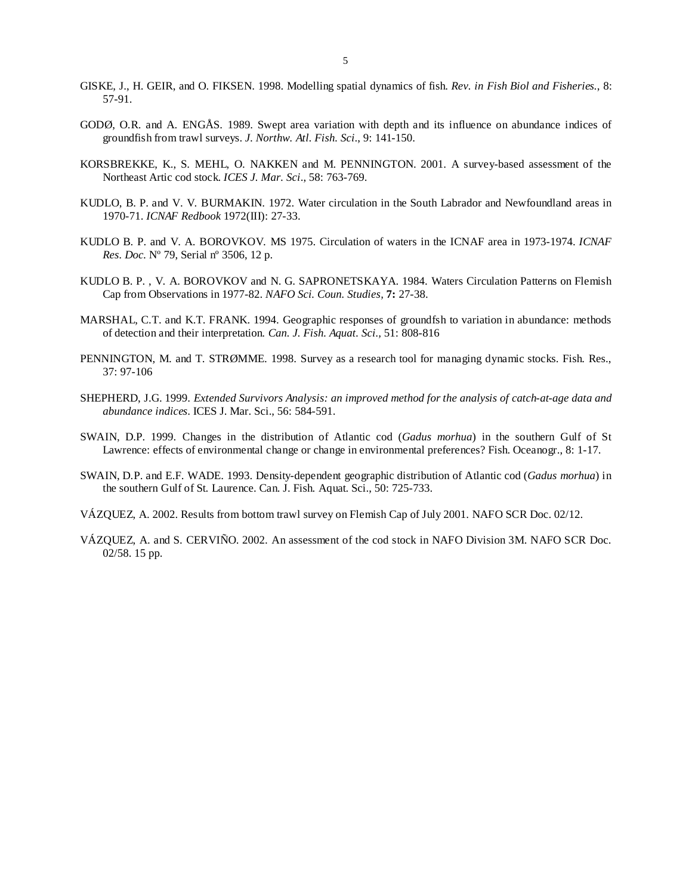GISKE, J., H. GEIR, and O. FIKSEN. 1998. Modelling spatial dynamics of fish. *Rev. in Fish Biol and Fisheries.*, 8: 57-91.

GODØ, O.R. and A. ENGÅS. 1989. Swept area variation with depth and its influence on abundance indices of groundfish from trawl surveys. *J. Northw. Atl. Fish. Sci.*, 9: 141-150.

KORSBREKKE, K., S. MEHL, O. NAKKEN and M. PENNINGTON. 2001. A survey-based assessment of the Northeast Artic cod stock. *ICES J. Mar. Sci.*, 58: 763-769.

KUDLO, B. P. and V. V. BURMAKIN. 1972. Water circulation in the South Labrador and Newfoundland areas in 1970-71. *ICNAF Redbook* 1972(III): 27-33.

KUDLO B. P. and V. A. BOROVKOV. MS 1975. Circulation of waters in the ICNAF area in 1973-1974. *ICNAF Res. Doc.* Nº 79, Serial nº 3506, 12 p.

KUDLO B. P. , V. A. BOROVKOV and N. G. SAPRONETSKAYA. 1984. Waters Circulation Patterns on Flemish Cap from Observations in 1977-82. *NAFO Sci. Coun. Studies*, **7:** 27-38.

MARSHAL, C.T. and K.T. FRANK. 1994. Geographic responses of groundfsh to variation in abundance: methods of detection and their interpretation. *Can. J. Fish. Aquat. Sci.*, 51: 808-816

PENNINGTON, M. and T. STRØMME. 1998. Survey as a research tool for managing dynamic stocks. Fish. Res., 37: 97-106

SHEPHERD, J.G. 1999. *Extended Survivors Analysis: an improved method for the analysis of catch-at-age data and abundance indices*. ICES J. Mar. Sci., 56: 584-591.

SWAIN, D.P. 1999. Changes in the distribution of Atlantic cod (*Gadus morhua*) in the southern Gulf of St Lawrence: effects of environmental change or change in environmental preferences? Fish. Oceanogr., 8: 1-17.

SWAIN, D.P. and E.F. WADE. 1993. Density-dependent geographic distribution of Atlantic cod (*Gadus morhua*) in the southern Gulf of St. Laurence. Can. J. Fish. Aquat. Sci., 50: 725-733.

VÁZQUEZ, A. 2002. Results from bottom trawl survey on Flemish Cap of July 2001. NAFO SCR Doc. 02/12.

VÁZQUEZ, A. and S. CERVIÑO. 2002. An assessment of the cod stock in NAFO Division 3M. NAFO SCR Doc. 02/58. 15 pp.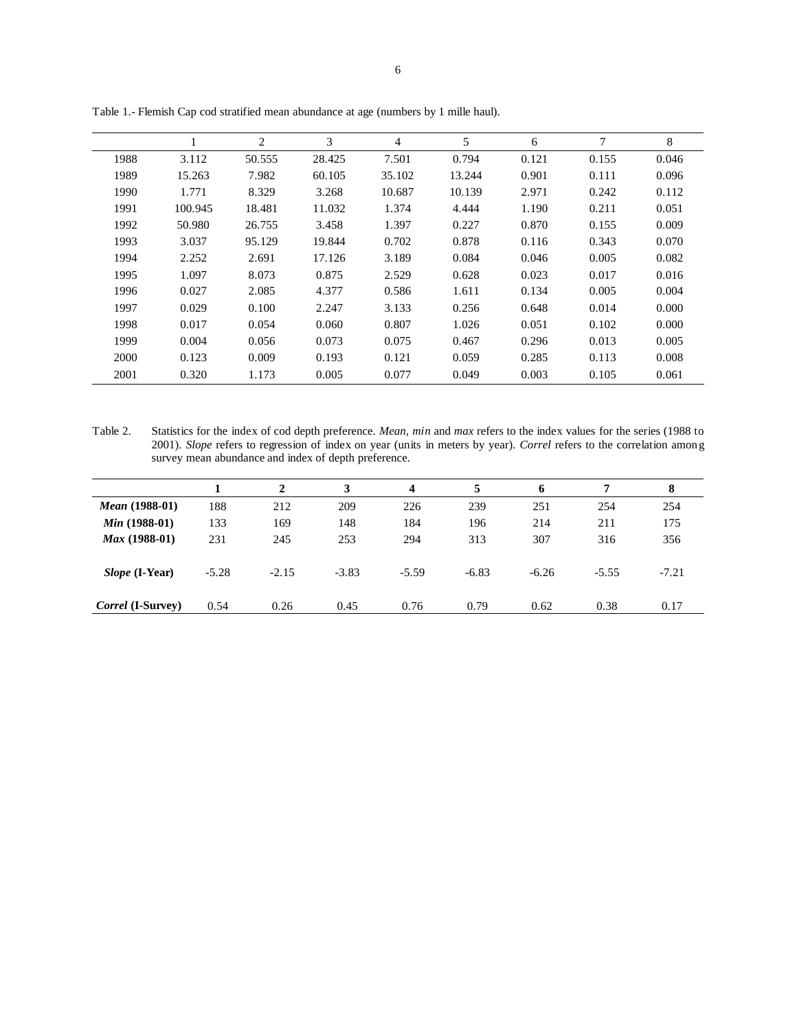Table 1.- Flemish Cap cod stratified mean abundance at age (numbers by 1 mille haul).

| | 1 | 2 | 3 | 4 | 5 | 6 | 7 | 8 |
|---|---|---|---|---|---|---|---|---|
| 1988 | 3.112 | 50.555 | 28.425 | 7.501 | 0.794 | 0.121 | 0.155 | 0.046 |
| 1989 | 15.263 | 7.982 | 60.105 | 35.102 | 13.244 | 0.901 | 0.111 | 0.096 |
| 1990 | 1.771 | 8.329 | 3.268 | 10.687 | 10.139 | 2.971 | 0.242 | 0.112 |
| 1991 | 100.945 | 18.481 | 11.032 | 1.374 | 4.444 | 1.190 | 0.211 | 0.051 |
| 1992 | 50.980 | 26.755 | 3.458 | 1.397 | 0.227 | 0.870 | 0.155 | 0.009 |
| 1993 | 3.037 | 95.129 | 19.844 | 0.702 | 0.878 | 0.116 | 0.343 | 0.070 |
| 1994 | 2.252 | 2.691 | 17.126 | 3.189 | 0.084 | 0.046 | 0.005 | 0.082 |
| 1995 | 1.097 | 8.073 | 0.875 | 2.529 | 0.628 | 0.023 | 0.017 | 0.016 |
| 1996 | 0.027 | 2.085 | 4.377 | 0.586 | 1.611 | 0.134 | 0.005 | 0.004 |
| 1997 | 0.029 | 0.100 | 2.247 | 3.133 | 0.256 | 0.648 | 0.014 | 0.000 |
| 1998 | 0.017 | 0.054 | 0.060 | 0.807 | 1.026 | 0.051 | 0.102 | 0.000 |
| 1999 | 0.004 | 0.056 | 0.073 | 0.075 | 0.467 | 0.296 | 0.013 | 0.005 |
| 2000 | 0.123 | 0.009 | 0.193 | 0.121 | 0.059 | 0.285 | 0.113 | 0.008 |
| 2001 | 0.320 | 1.173 | 0.005 | 0.077 | 0.049 | 0.003 | 0.105 | 0.061 |

Table 2. Statistics for the index of cod depth preference. *Mean*, *min* and *max* refers to the index values for the series (1988 to 2001). *Slope* refers to regression of index on year (units in meters by year). *Correl* refers to the correlation among survey mean abundance and index of depth preference.

| | **1** | **2** | **3** | **4** | **5** | **6** | **7** | **8** |
|---|---|---|---|---|---|---|---|---|
| ***Mean* (1988-01)** | 188 | 212 | 209 | 226 | 239 | 251 | 254 | 254 |
| ***Min* (1988-01)** | 133 | 169 | 148 | 184 | 196 | 214 | 211 | 175 |
| ***Max* (1988-01)** | 231 | 245 | 253 | 294 | 313 | 307 | 316 | 356 |
| ***Slope* (I-Year)** | -5.28 | -2.15 | -3.83 | -5.59 | -6.83 | -6.26 | -5.55 | -7.21 |
| ***Correl* (I-Survey)** | 0.54 | 0.26 | 0.45 | 0.76 | 0.79 | 0.62 | 0.38 | 0.17 |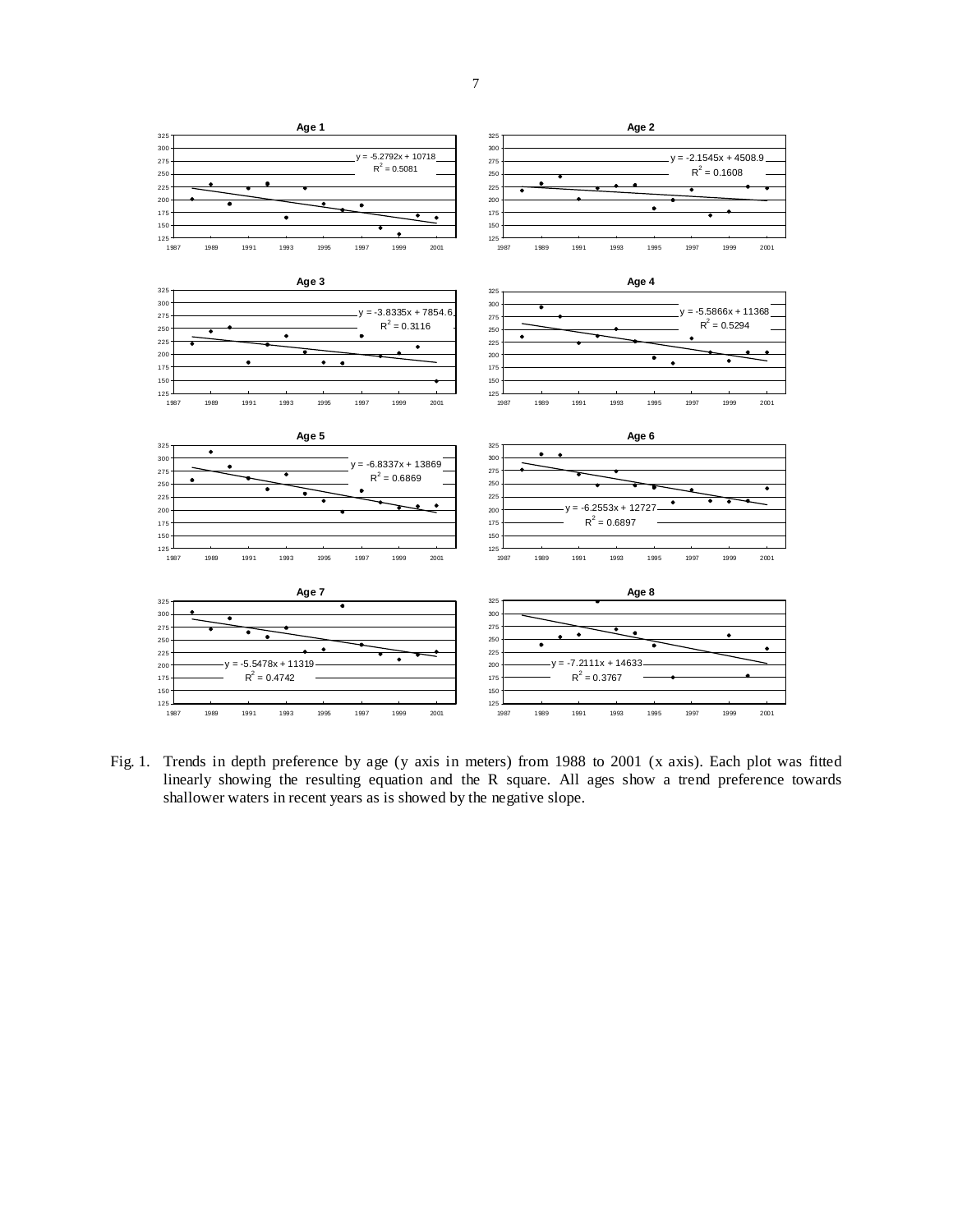Fig. 1. Trends in depth preference by age (y axis in meters) from 1988 to 2001 (x axis). Each plot was fitted linearly showing the resulting equation and the R square. All ages show a trend preference towards shallower waters in recent years as is showed by the negative slope.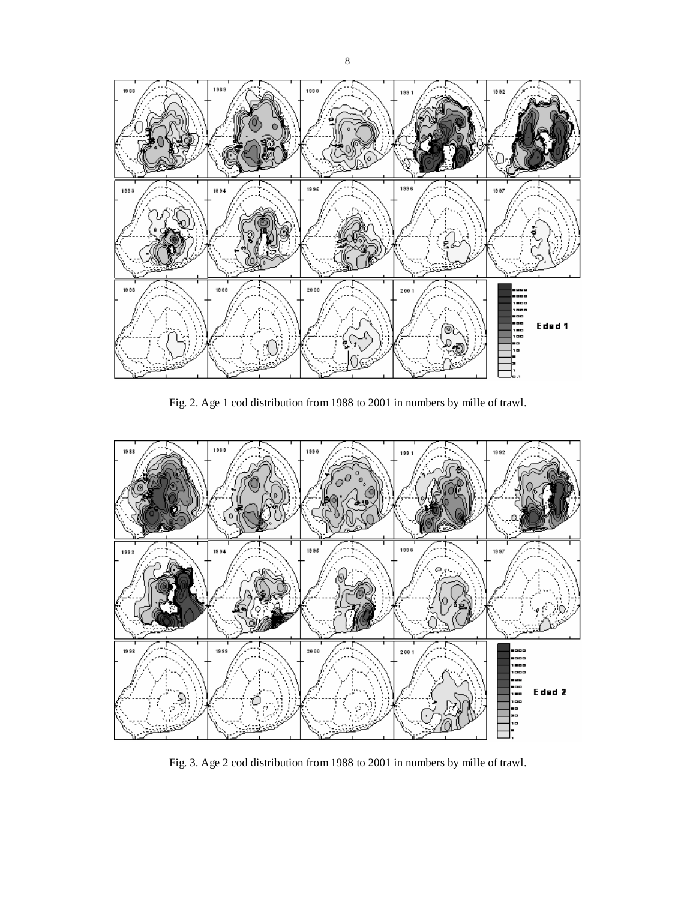Fig. 2. Age 1 cod distribution from 1988 to 2001 in numbers by mille of trawl.

Fig. 3. Age 2 cod distribution from 1988 to 2001 in numbers by mille of trawl.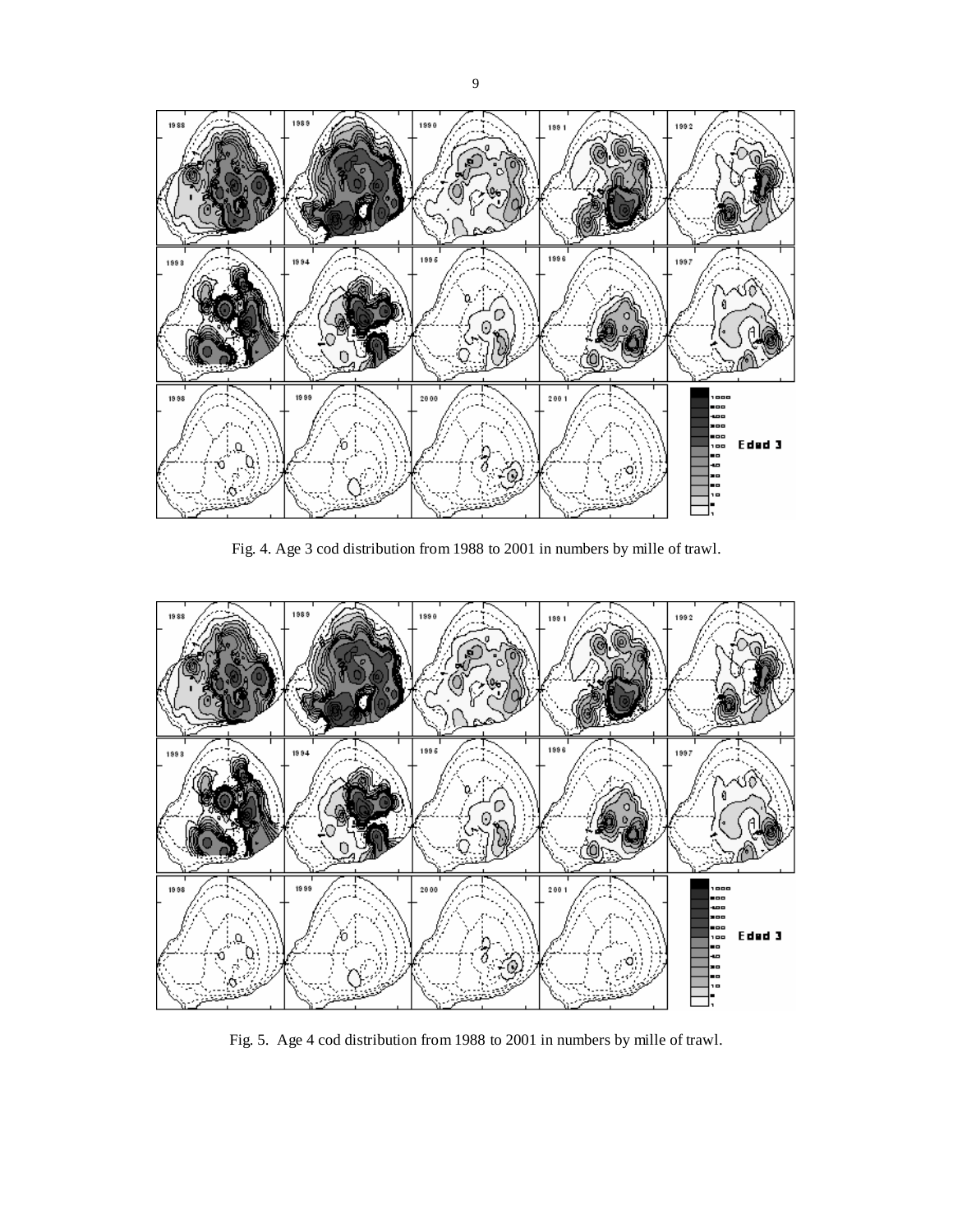Fig. 4. Age 3 cod distribution from 1988 to 2001 in numbers by mille of trawl.

Fig. 5. Age 4 cod distribution from 1988 to 2001 in numbers by mille of trawl.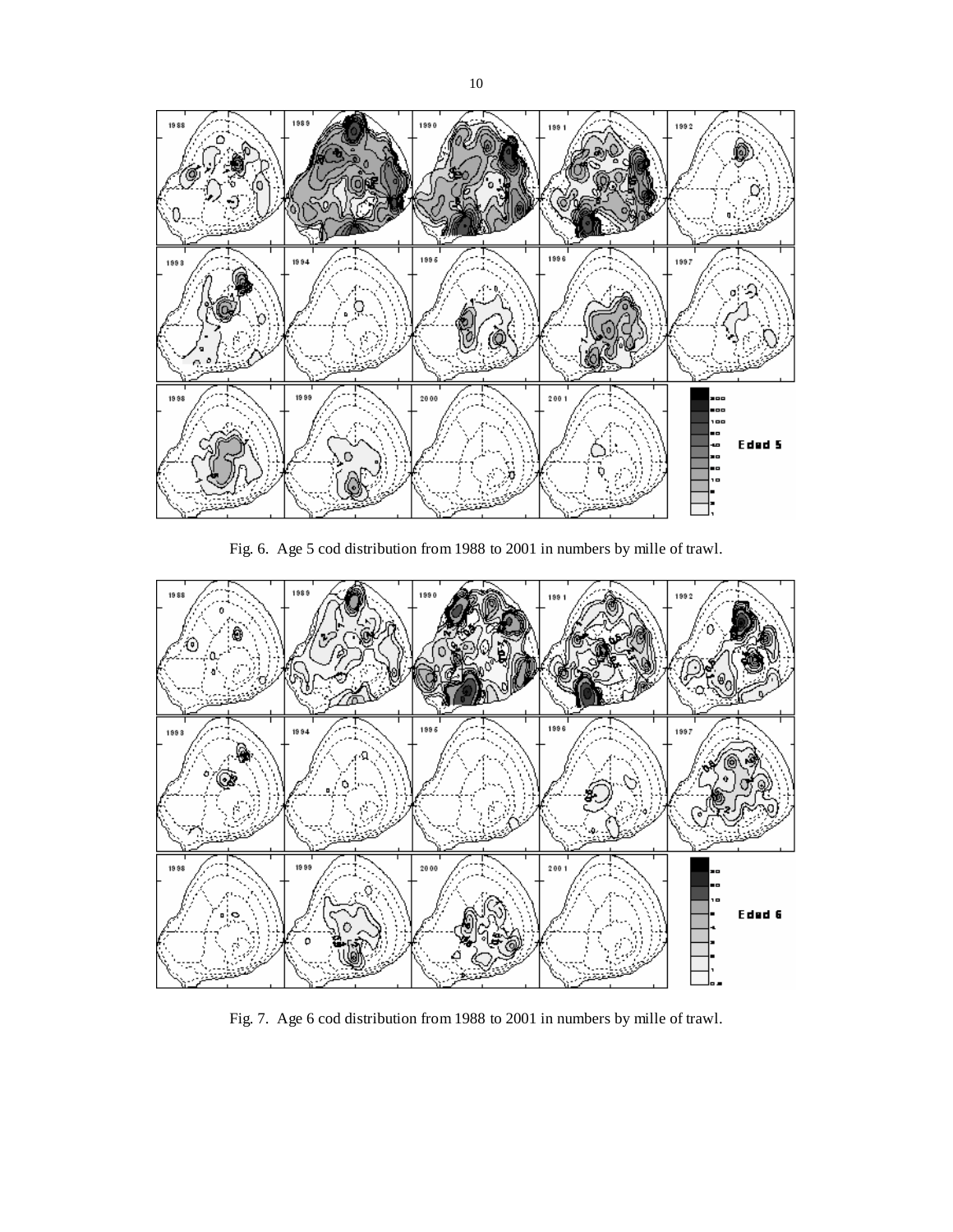Fig. 6. Age 5 cod distribution from 1988 to 2001 in numbers by mille of trawl.

Fig. 7. Age 6 cod distribution from 1988 to 2001 in numbers by mille of trawl.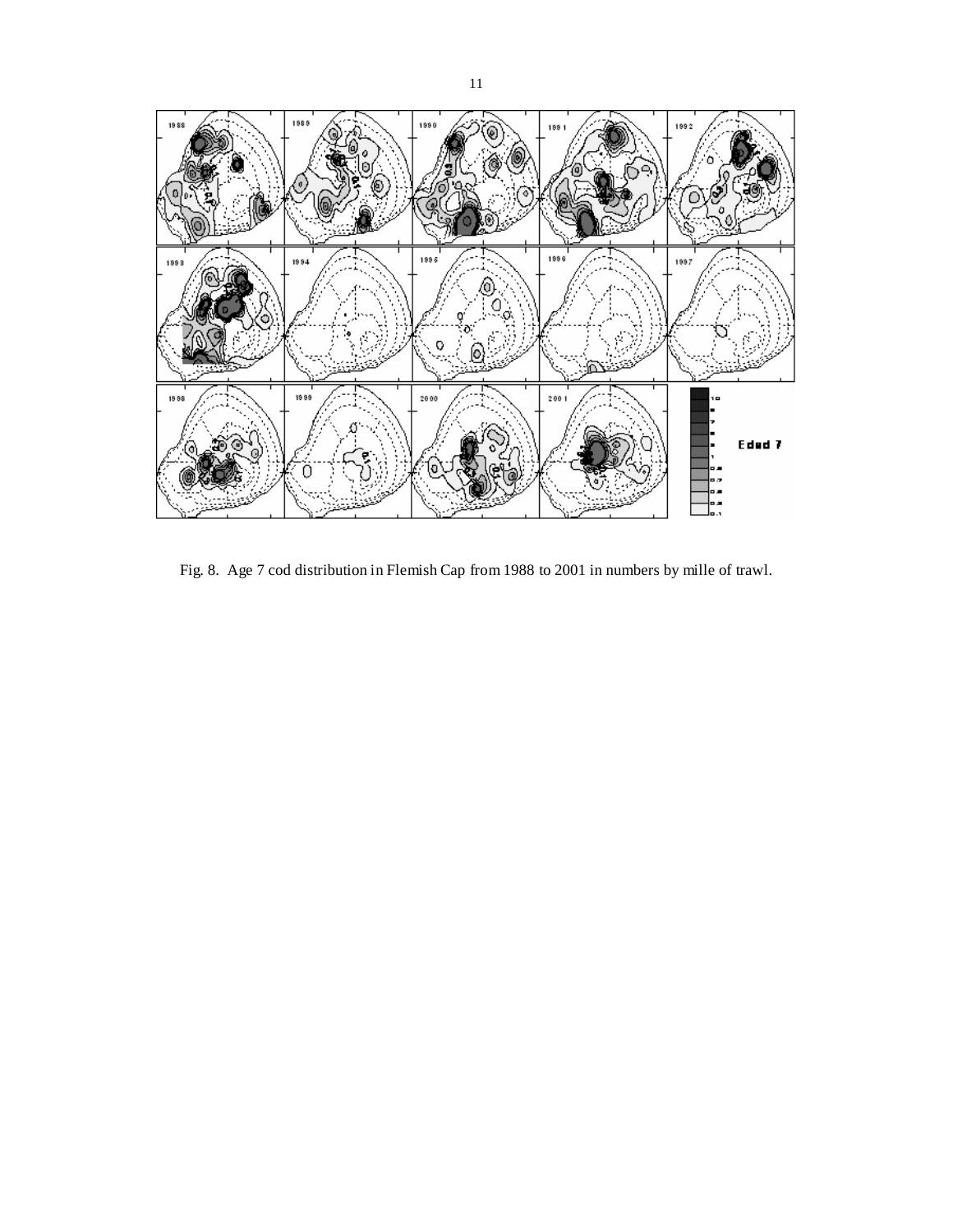Fig. 8. Age 7 cod distribution in Flemish Cap from 1988 to 2001 in numbers by mille of trawl.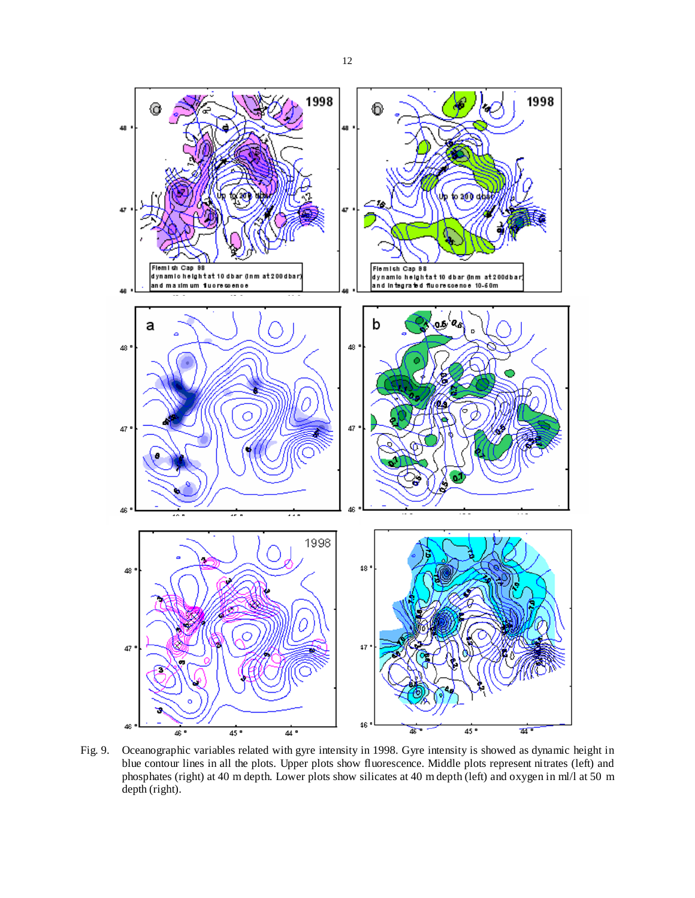Fig. 9. Oceanographic variables related with gyre intensity in 1998. Gyre intensity is showed as dynamic height in blue contour lines in all the plots. Upper plots show fluorescence. Middle plots represent nitrates (left) and phosphates (right) at 40 m depth. Lower plots show silicates at 40 m depth (left) and oxygen in ml/l at 50 m depth (right).